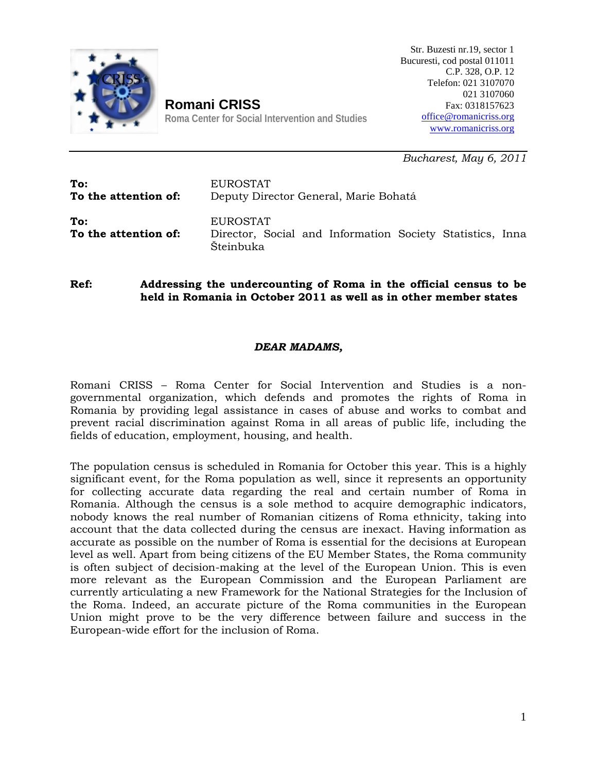**Romani CRISS**
Roma Center for Social Intervention and Studies

Str. Buzesti nr.19, sector 1
Bucuresti, cod postal 011011
C.P. 328, O.P. 12
Telefon: 021 3107070
021 3107060
Fax: 0318157623
office@romanicriss.org
www.romanicriss.org

*Bucharest, May 6, 2011*

**To:** EUROSTAT
**To the attention of:** Deputy Director General, Marie Bohatá

**To:** EUROSTAT
**To the attention of:** Director, Social and Information Society Statistics, Inna Šteinbuka

**Ref:** **Addressing the undercounting of Roma in the official census to be held in Romania in October 2011 as well as in other member states**

***DEAR MADAMS,***

Romani CRISS – Roma Center for Social Intervention and Studies is a non-governmental organization, which defends and promotes the rights of Roma in Romania by providing legal assistance in cases of abuse and works to combat and prevent racial discrimination against Roma in all areas of public life, including the fields of education, employment, housing, and health.

The population census is scheduled in Romania for October this year. This is a highly significant event, for the Roma population as well, since it represents an opportunity for collecting accurate data regarding the real and certain number of Roma in Romania. Although the census is a sole method to acquire demographic indicators, nobody knows the real number of Romanian citizens of Roma ethnicity, taking into account that the data collected during the census are inexact. Having information as accurate as possible on the number of Roma is essential for the decisions at European level as well. Apart from being citizens of the EU Member States, the Roma community is often subject of decision-making at the level of the European Union. This is even more relevant as the European Commission and the European Parliament are currently articulating a new Framework for the National Strategies for the Inclusion of the Roma. Indeed, an accurate picture of the Roma communities in the European Union might prove to be the very difference between failure and success in the European-wide effort for the inclusion of Roma.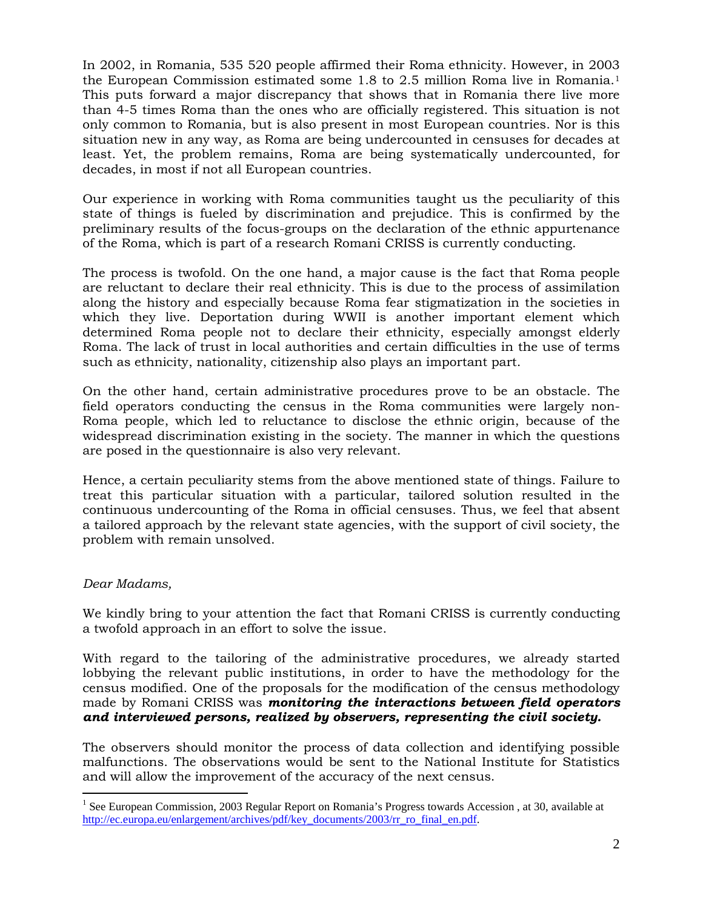In 2002, in Romania, 535 520 people affirmed their Roma ethnicity. However, in 2003 the European Commission estimated some 1.8 to 2.5 million Roma live in Romania.[1] This puts forward a major discrepancy that shows that in Romania there live more than 4-5 times Roma than the ones who are officially registered. This situation is not only common to Romania, but is also present in most European countries. Nor is this situation new in any way, as Roma are being undercounted in censuses for decades at least. Yet, the problem remains, Roma are being systematically undercounted, for decades, in most if not all European countries.

Our experience in working with Roma communities taught us the peculiarity of this state of things is fueled by discrimination and prejudice. This is confirmed by the preliminary results of the focus-groups on the declaration of the ethnic appurtenance of the Roma, which is part of a research Romani CRISS is currently conducting.

The process is twofold. On the one hand, a major cause is the fact that Roma people are reluctant to declare their real ethnicity. This is due to the process of assimilation along the history and especially because Roma fear stigmatization in the societies in which they live. Deportation during WWII is another important element which determined Roma people not to declare their ethnicity, especially amongst elderly Roma. The lack of trust in local authorities and certain difficulties in the use of terms such as ethnicity, nationality, citizenship also plays an important part.

On the other hand, certain administrative procedures prove to be an obstacle. The field operators conducting the census in the Roma communities were largely non-Roma people, which led to reluctance to disclose the ethnic origin, because of the widespread discrimination existing in the society. The manner in which the questions are posed in the questionnaire is also very relevant.

Hence, a certain peculiarity stems from the above mentioned state of things. Failure to treat this particular situation with a particular, tailored solution resulted in the continuous undercounting of the Roma in official censuses. Thus, we feel that absent a tailored approach by the relevant state agencies, with the support of civil society, the problem with remain unsolved.

*Dear Madams,*

We kindly bring to your attention the fact that Romani CRISS is currently conducting a twofold approach in an effort to solve the issue.

With regard to the tailoring of the administrative procedures, we already started lobbying the relevant public institutions, in order to have the methodology for the census modified. One of the proposals for the modification of the census methodology made by Romani CRISS was ***monitoring the interactions between field operators and interviewed persons, realized by observers, representing the civil society.***

The observers should monitor the process of data collection and identifying possible malfunctions. The observations would be sent to the National Institute for Statistics and will allow the improvement of the accuracy of the next census.

---

[1] See European Commission, 2003 Regular Report on Romania's Progress towards Accession , at 30, available at http://ec.europa.eu/enlargement/archives/pdf/key_documents/2003/rr_ro_final_en.pdf.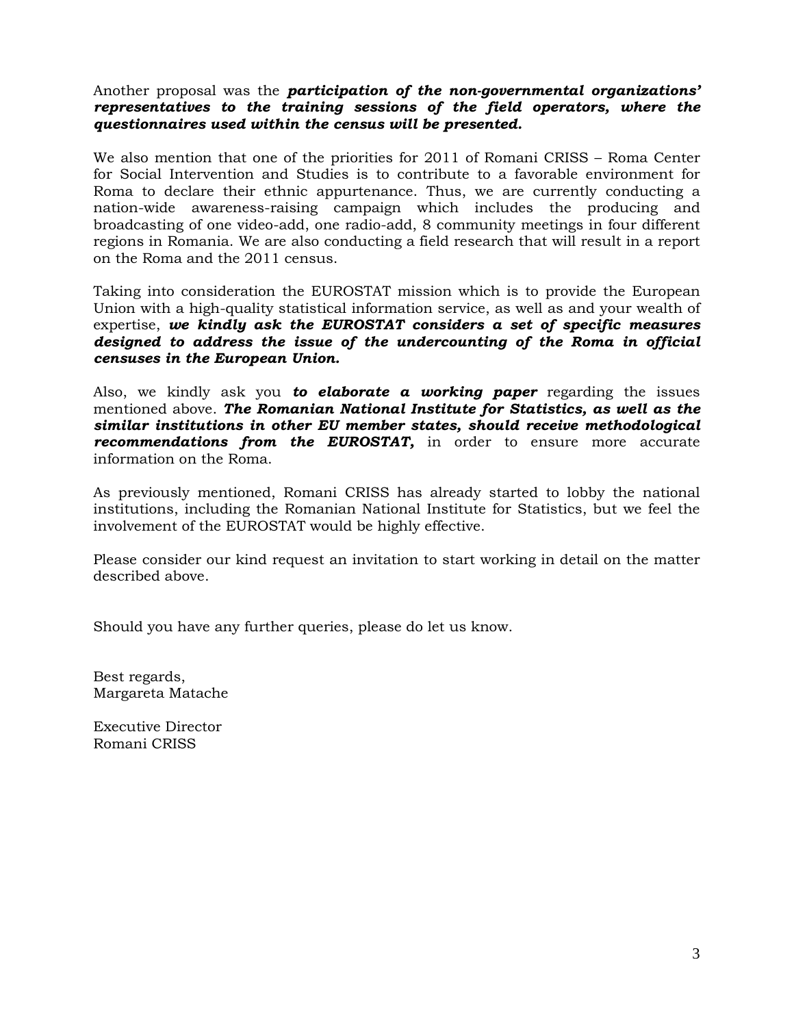Another proposal was the ***participation of the non-governmental organizations' representatives to the training sessions of the field operators, where the questionnaires used within the census will be presented.***

We also mention that one of the priorities for 2011 of Romani CRISS – Roma Center for Social Intervention and Studies is to contribute to a favorable environment for Roma to declare their ethnic appurtenance. Thus, we are currently conducting a nation-wide awareness-raising campaign which includes the producing and broadcasting of one video-add, one radio-add, 8 community meetings in four different regions in Romania. We are also conducting a field research that will result in a report on the Roma and the 2011 census.

Taking into consideration the EUROSTAT mission which is to provide the European Union with a high-quality statistical information service, as well as and your wealth of expertise, ***we kindly ask the EUROSTAT considers a set of specific measures designed to address the issue of the undercounting of the Roma in official censuses in the European Union.***

Also, we kindly ask you ***to elaborate a working paper*** regarding the issues mentioned above. ***The Romanian National Institute for Statistics, as well as the similar institutions in other EU member states, should receive methodological recommendations from the EUROSTAT,*** in order to ensure more accurate information on the Roma.

As previously mentioned, Romani CRISS has already started to lobby the national institutions, including the Romanian National Institute for Statistics, but we feel the involvement of the EUROSTAT would be highly effective.

Please consider our kind request an invitation to start working in detail on the matter described above.

Should you have any further queries, please do let us know.

Best regards,
Margareta Matache

Executive Director
Romani CRISS